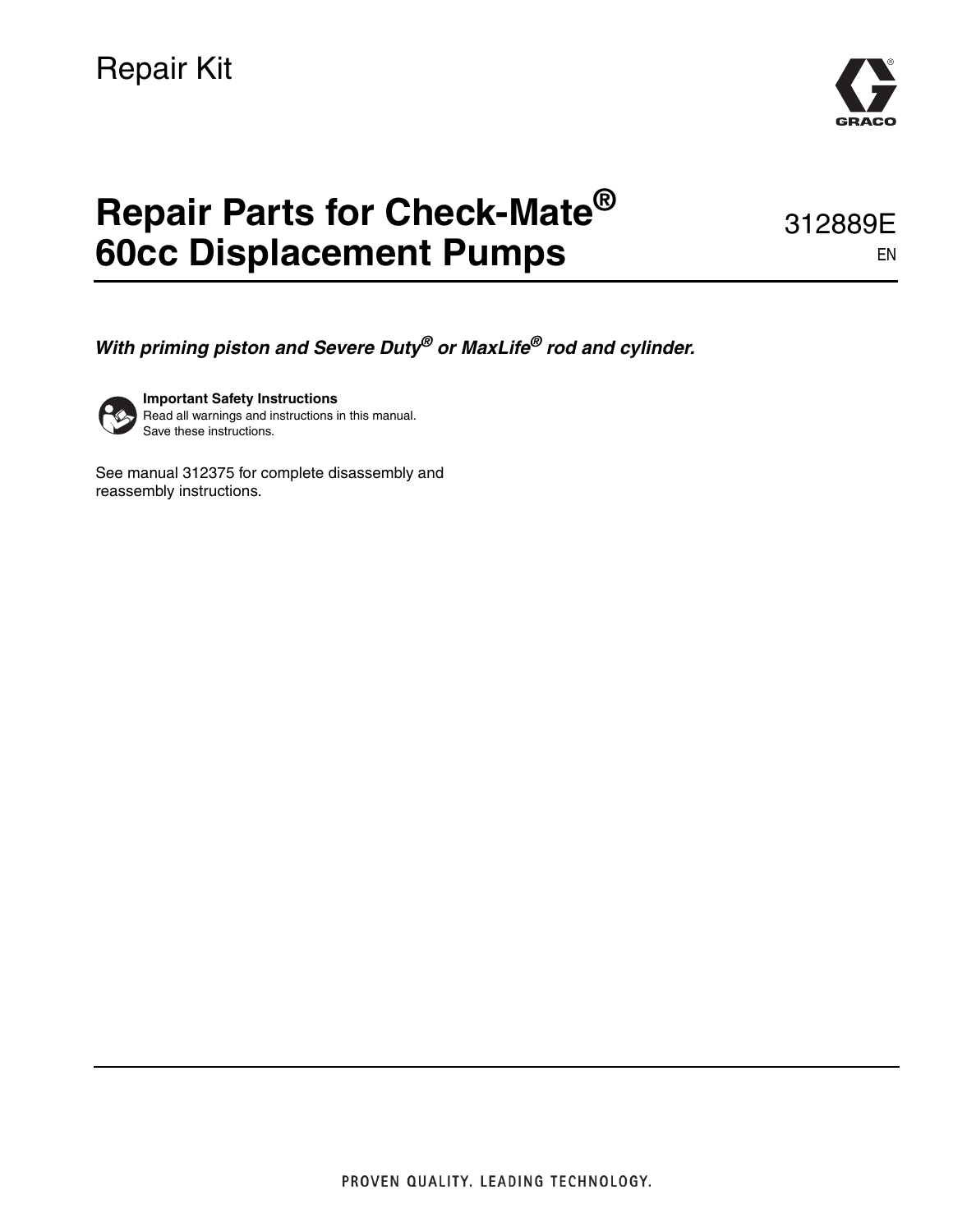Repair Kit

# Repair Parts for Check-Mate® 60cc Displacement Pumps

312889E

EN

***With priming piston and Severe Duty® or MaxLife® rod and cylinder.***

**Important Safety Instructions**
Read all warnings and instructions in this manual.
Save these instructions.

See manual 312375 for complete disassembly and reassembly instructions.

PROVEN QUALITY. LEADING TECHNOLOGY.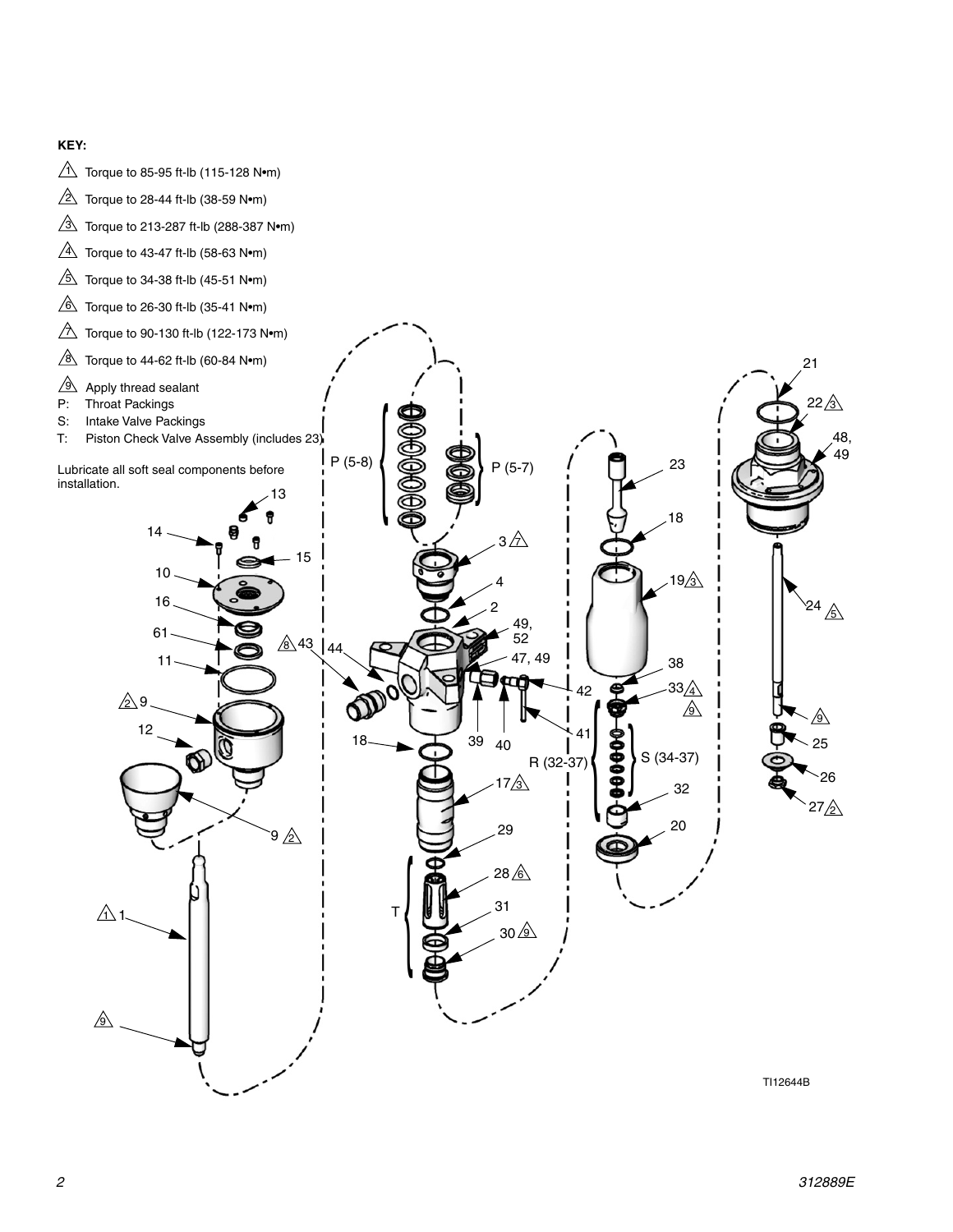**KEY:**

1. Torque to 85-95 ft-lb (115-128 N•m)
2. Torque to 28-44 ft-lb (38-59 N•m)
3. Torque to 213-287 ft-lb (288-387 N•m)
4. Torque to 43-47 ft-lb (58-63 N•m)
5. Torque to 34-38 ft-lb (45-51 N•m)
6. Torque to 26-30 ft-lb (35-41 N•m)
7. Torque to 90-130 ft-lb (122-173 N•m)
8. Torque to 44-62 ft-lb (60-84 N•m)
9. Apply thread sealant

P: Throat Packings
S: Intake Valve Packings
T: Piston Check Valve Assembly (includes 23)

Lubricate all soft seal components before installation.

P (5-8) P (5-7) 13 14 15 10 16 61 11 9 12 9 1 3 4 2 49, 52 47, 49 43 44 42 41 39 40 18 17 29 28 31 30 T 23 18 19 38 33 R (32-37) S (34-37) 32 20 21 22 48, 49 24 25 26 27

TI12644B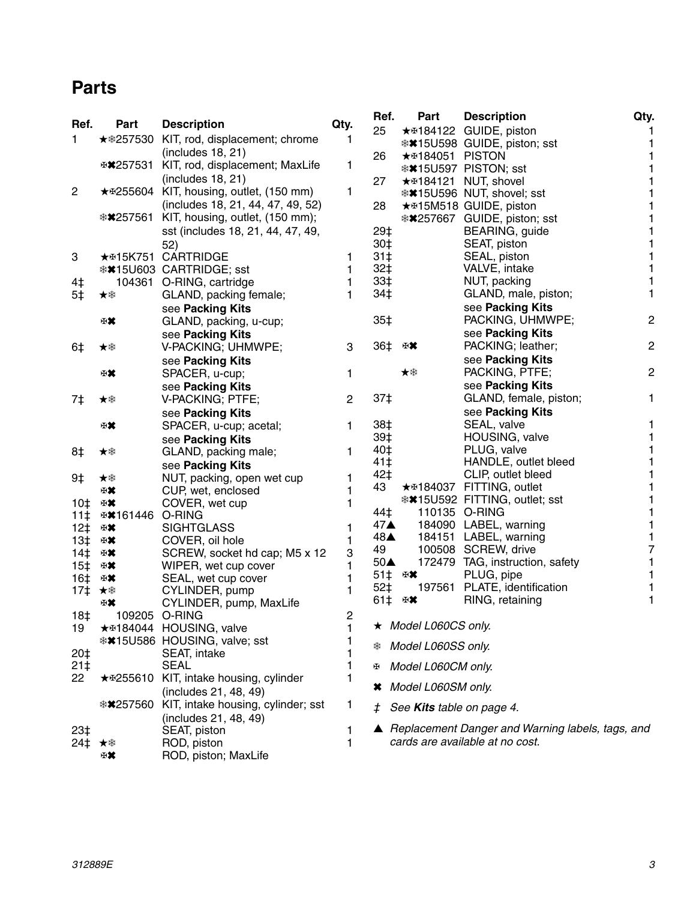# Parts

| Ref. | Part | Description | Qty. |
|---|---|---|---|
| 1 | ★❄257530 | KIT, rod, displacement; chrome (includes 18, 21) | 1 |
| | ⊕✖257531 | KIT, rod, displacement; MaxLife (includes 18, 21) | 1 |
| 2 | ★⊕255604 | KIT, housing, outlet, (150 mm) (includes 18, 21, 44, 47, 49, 52) | 1 |
| | ❄✖257561 | KIT, housing, outlet, (150 mm); sst (includes 18, 21, 44, 47, 49, 52) | |
| 3 | ★⊕15K751 | CARTRIDGE | 1 |
| | ❄✖15U603 | CARTRIDGE; sst | 1 |
| 4‡ | 104361 | O-RING, cartridge | 1 |
| 5‡ | ★❄ | GLAND, packing female; see **Packing Kits** | 1 |
| | ⊕✖ | GLAND, packing, u-cup; see **Packing Kits** | |
| 6‡ | ★❄ | V-PACKING; UHMWPE; see **Packing Kits** | 3 |
| | ⊕✖ | SPACER, u-cup; see **Packing Kits** | 1 |
| 7‡ | ★❄ | V-PACKING; PTFE; see **Packing Kits** | 2 |
| | ⊕✖ | SPACER, u-cup; acetal; see **Packing Kits** | 1 |
| 8‡ | ★❄ | GLAND, packing male; see **Packing Kits** | 1 |
| 9‡ | ★❄ | NUT, packing, open wet cup | 1 |
| | ⊕✖ | CUP, wet, enclosed | 1 |
| 10‡ | ⊕✖ | COVER, wet cup | 1 |
| 11‡ | ⊕✖161446 | O-RING | |
| 12‡ | ⊕✖ | SIGHTGLASS | 1 |
| 13‡ | ⊕✖ | COVER, oil hole | 1 |
| 14‡ | ⊕✖ | SCREW, socket hd cap; M5 x 12 | 3 |
| 15‡ | ⊕✖ | WIPER, wet cup cover | 1 |
| 16‡ | ⊕✖ | SEAL, wet cup cover | 1 |
| 17‡ | ★❄ | CYLINDER, pump | 1 |
| | ⊕✖ | CYLINDER, pump, MaxLife | |
| 18‡ | 109205 | O-RING | 2 |
| 19 | ★⊕184044 | HOUSING, valve | 1 |
| | ❄✖15U586 | HOUSING, valve; sst | 1 |
| 20‡ | | SEAT, intake | 1 |
| 21‡ | | SEAL | 1 |
| 22 | ★⊕255610 | KIT, intake housing, cylinder (includes 21, 48, 49) | 1 |
| | ❄✖257560 | KIT, intake housing, cylinder; sst (includes 21, 48, 49) | 1 |
| 23‡ | | SEAT, piston | 1 |
| 24‡ | ★❄ | ROD, piston | 1 |
| | ⊕✖ | ROD, piston; MaxLife | |
| 25 | ★⊕184122 | GUIDE, piston | 1 |
| | ❄✖15U598 | GUIDE, piston; sst | 1 |
| 26 | ★⊕184051 | PISTON | 1 |
| | ❄✖15U597 | PISTON; sst | 1 |
| 27 | ★⊕184121 | NUT, shovel | 1 |
| | ❄✖15U596 | NUT, shovel; sst | 1 |
| 28 | ★⊕15M518 | GUIDE, piston | 1 |
| | ❄✖257667 | GUIDE, piston; sst | 1 |
| 29‡ | | BEARING, guide | 1 |
| 30‡ | | SEAT, piston | 1 |
| 31‡ | | SEAL, piston | 1 |
| 32‡ | | VALVE, intake | 1 |
| 33‡ | | NUT, packing | 1 |
| 34‡ | | GLAND, male, piston; see **Packing Kits** | 1 |
| 35‡ | | PACKING, UHMWPE; see **Packing Kits** | 2 |
| 36‡ | ⊕✖ | PACKING; leather; see **Packing Kits** | 2 |
| | ★❄ | PACKING, PTFE; see **Packing Kits** | 2 |
| 37‡ | | GLAND, female, piston; see **Packing Kits** | 1 |
| 38‡ | | SEAL, valve | 1 |
| 39‡ | | HOUSING, valve | 1 |
| 40‡ | | PLUG, valve | 1 |
| 41‡ | | HANDLE, outlet bleed | 1 |
| 42‡ | | CLIP, outlet bleed | 1 |
| 43 | ★⊕184037 | FITTING, outlet | 1 |
| | ❄✖15U592 | FITTING, outlet; sst | 1 |
| 44‡ | 110135 | O-RING | 1 |
| 47▲ | 184090 | LABEL, warning | 1 |
| 48▲ | 184151 | LABEL, warning | 1 |
| 49 | 100508 | SCREW, drive | 7 |
| 50▲ | 172479 | TAG, instruction, safety | 1 |
| 51‡ | ⊕✖ | PLUG, pipe | 1 |
| 52‡ | 197561 | PLATE, identification | 1 |
| 61‡ | ⊕✖ | RING, retaining | 1 |

★ *Model L060CS only.*

❄ *Model L060SS only.*

⊕ *Model L060CM only.*

✖ *Model L060SM only.*

‡ *See **Kits** table on page 4.*

▲ *Replacement Danger and Warning labels, tags, and cards are available at no cost.*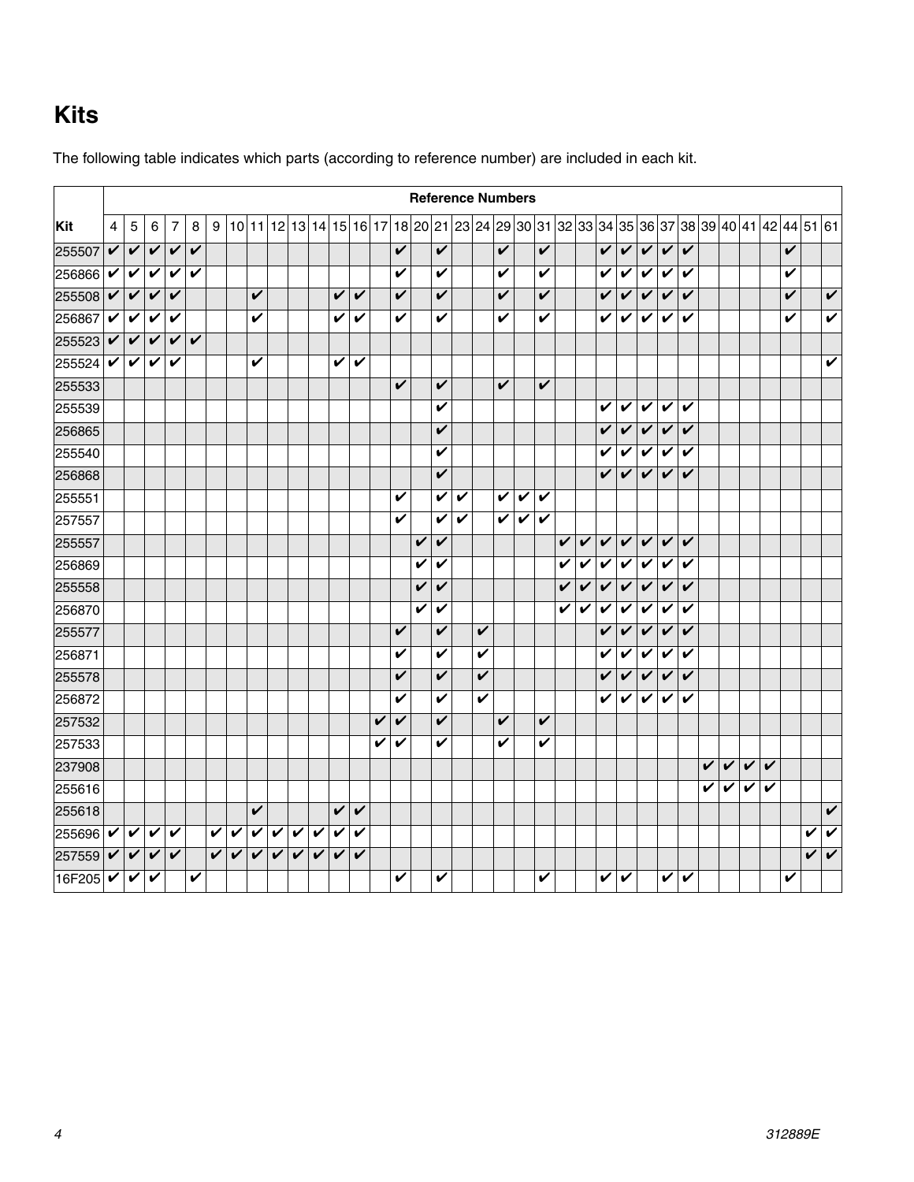## Kits

The following table indicates which parts (according to reference number) are included in each kit.

| | Reference Numbers | | | | | | | | | | | | | | | | | | | | | | | | | | | | | | | | | | | |
|---|---|---|---|---|---|---|---|---|---|---|---|---|---|---|---|---|---|---|---|---|---|---|---|---|---|---|---|---|---|---|---|---|---|---|---|---|
| Kit | 4 | 5 | 6 | 7 | 8 | 9 | 10 | 11 | 12 | 13 | 14 | 15 | 16 | 17 | 18 | 20 | 21 | 23 | 24 | 29 | 30 | 31 | 32 | 33 | 34 | 35 | 36 | 37 | 38 | 39 | 40 | 41 | 42 | 44 | 51 | 61 |
| 255507 | ✔ | ✔ | ✔ | ✔ | ✔ | | | | | | | | | | ✔ | | ✔ | | | ✔ | | ✔ | | | ✔ | ✔ | ✔ | ✔ | ✔ | | | | | ✔ | | |
| 256866 | ✔ | ✔ | ✔ | ✔ | ✔ | | | | | | | | | | ✔ | | ✔ | | | ✔ | | ✔ | | | ✔ | ✔ | ✔ | ✔ | ✔ | | | | | ✔ | | |
| 255508 | ✔ | ✔ | ✔ | ✔ | | | | ✔ | | | | ✔ | ✔ | | ✔ | | ✔ | | | ✔ | | ✔ | | | ✔ | ✔ | ✔ | ✔ | ✔ | | | | | ✔ | | ✔ |
| 256867 | ✔ | ✔ | ✔ | ✔ | | | | ✔ | | | | ✔ | ✔ | | ✔ | | ✔ | | | ✔ | | ✔ | | | ✔ | ✔ | ✔ | ✔ | ✔ | | | | | ✔ | | ✔ |
| 255523 | ✔ | ✔ | ✔ | ✔ | ✔ | | | | | | | | | | | | | | | | | | | | | | | | | | | | | | | |
| 255524 | ✔ | ✔ | ✔ | ✔ | | | | ✔ | | | | ✔ | ✔ | | | | | | | | | | | | | | | | | | | | | | | ✔ |
| 255533 | | | | | | | | | | | | | | | ✔ | | ✔ | | | ✔ | | ✔ | | | | | | | | | | | | | | |
| 255539 | | | | | | | | | | | | | | | | | ✔ | | | | | | | | ✔ | ✔ | ✔ | ✔ | ✔ | | | | | | | |
| 256865 | | | | | | | | | | | | | | | | | ✔ | | | | | | | | ✔ | ✔ | ✔ | ✔ | ✔ | | | | | | | |
| 255540 | | | | | | | | | | | | | | | | | ✔ | | | | | | | | ✔ | ✔ | ✔ | ✔ | ✔ | | | | | | | |
| 256868 | | | | | | | | | | | | | | | | | ✔ | | | | | | | | ✔ | ✔ | ✔ | ✔ | ✔ | | | | | | | |
| 255551 | | | | | | | | | | | | | | | ✔ | | ✔ | ✔ | | ✔ | ✔ | ✔ | | | | | | | | | | | | | | |
| 257557 | | | | | | | | | | | | | | | ✔ | | ✔ | ✔ | | ✔ | ✔ | ✔ | | | | | | | | | | | | | | |
| 255557 | | | | | | | | | | | | | | | | ✔ | ✔ | | | | | | ✔ | ✔ | ✔ | ✔ | ✔ | ✔ | ✔ | | | | | | | |
| 256869 | | | | | | | | | | | | | | | | ✔ | ✔ | | | | | | ✔ | ✔ | ✔ | ✔ | ✔ | ✔ | ✔ | | | | | | | |
| 255558 | | | | | | | | | | | | | | | | ✔ | ✔ | | | | | | ✔ | ✔ | ✔ | ✔ | ✔ | ✔ | ✔ | | | | | | | |
| 256870 | | | | | | | | | | | | | | | | ✔ | ✔ | | | | | | ✔ | ✔ | ✔ | ✔ | ✔ | ✔ | ✔ | | | | | | | |
| 255577 | | | | | | | | | | | | | | | ✔ | | ✔ | | ✔ | | | | | | ✔ | ✔ | ✔ | ✔ | ✔ | | | | | | | |
| 256871 | | | | | | | | | | | | | | | ✔ | | ✔ | | ✔ | | | | | | ✔ | ✔ | ✔ | ✔ | ✔ | | | | | | | |
| 255578 | | | | | | | | | | | | | | | ✔ | | ✔ | | ✔ | | | | | | ✔ | ✔ | ✔ | ✔ | ✔ | | | | | | | |
| 256872 | | | | | | | | | | | | | | | ✔ | | ✔ | | ✔ | | | | | | ✔ | ✔ | ✔ | ✔ | ✔ | | | | | | | |
| 257532 | | | | | | | | | | | | | | ✔ | ✔ | | ✔ | | | ✔ | | ✔ | | | | | | | | | | | | | | |
| 257533 | | | | | | | | | | | | | | ✔ | ✔ | | ✔ | | | ✔ | | ✔ | | | | | | | | | | | | | | |
| 237908 | | | | | | | | | | | | | | | | | | | | | | | | | | | | | | ✔ | ✔ | ✔ | ✔ | | | |
| 255616 | | | | | | | | | | | | | | | | | | | | | | | | | | | | | | ✔ | ✔ | ✔ | ✔ | | | |
| 255618 | | | | | | | | ✔ | | | | ✔ | ✔ | | | | | | | | | | | | | | | | | | | | | | | ✔ |
| 255696 | ✔ | ✔ | ✔ | ✔ | | ✔ | ✔ | ✔ | ✔ | ✔ | ✔ | ✔ | ✔ | | | | | | | | | | | | | | | | | | | | | | ✔ | ✔ |
| 257559 | ✔ | ✔ | ✔ | ✔ | | ✔ | ✔ | ✔ | ✔ | ✔ | ✔ | ✔ | ✔ | | | | | | | | | | | | | | | | | | | | | | ✔ | ✔ |
| 16F205 | ✔ | ✔ | ✔ | | ✔ | | | | | | | | | | ✔ | | ✔ | | | | | ✔ | | | ✔ | ✔ | | ✔ | ✔ | | | | | ✔ | | |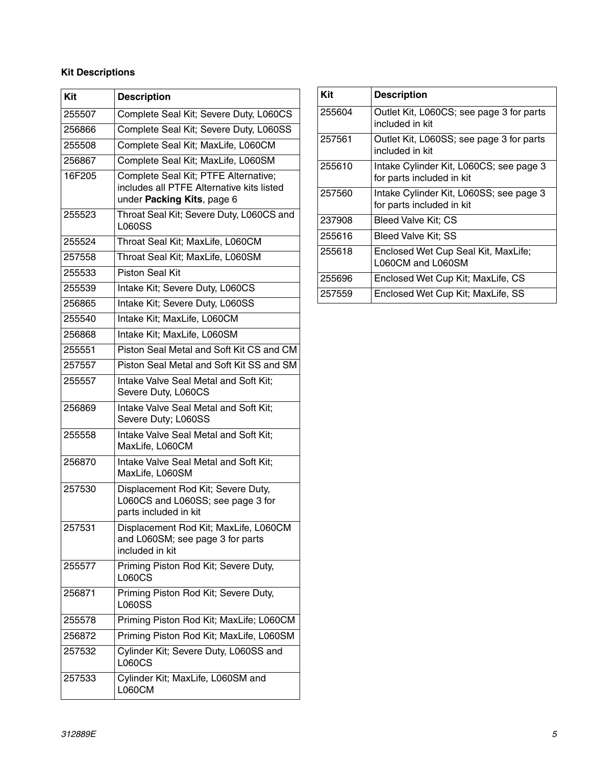**Kit Descriptions**

| Kit | Description |
|---|---|
| 255507 | Complete Seal Kit; Severe Duty, L060CS |
| 256866 | Complete Seal Kit; Severe Duty, L060SS |
| 255508 | Complete Seal Kit; MaxLife, L060CM |
| 256867 | Complete Seal Kit; MaxLife, L060SM |
| 16F205 | Complete Seal Kit; PTFE Alternative; includes all PTFE Alternative kits listed under **Packing Kits**, page 6 |
| 255523 | Throat Seal Kit; Severe Duty, L060CS and L060SS |
| 255524 | Throat Seal Kit; MaxLife, L060CM |
| 257558 | Throat Seal Kit; MaxLife, L060SM |
| 255533 | Piston Seal Kit |
| 255539 | Intake Kit; Severe Duty, L060CS |
| 256865 | Intake Kit; Severe Duty, L060SS |
| 255540 | Intake Kit; MaxLife, L060CM |
| 256868 | Intake Kit; MaxLife, L060SM |
| 255551 | Piston Seal Metal and Soft Kit CS and CM |
| 257557 | Piston Seal Metal and Soft Kit SS and SM |
| 255557 | Intake Valve Seal Metal and Soft Kit; Severe Duty, L060CS |
| 256869 | Intake Valve Seal Metal and Soft Kit; Severe Duty; L060SS |
| 255558 | Intake Valve Seal Metal and Soft Kit; MaxLife, L060CM |
| 256870 | Intake Valve Seal Metal and Soft Kit; MaxLife, L060SM |
| 257530 | Displacement Rod Kit; Severe Duty, L060CS and L060SS; see page 3 for parts included in kit |
| 257531 | Displacement Rod Kit; MaxLife, L060CM and L060SM; see page 3 for parts included in kit |
| 255577 | Priming Piston Rod Kit; Severe Duty, L060CS |
| 256871 | Priming Piston Rod Kit; Severe Duty, L060SS |
| 255578 | Priming Piston Rod Kit; MaxLife; L060CM |
| 256872 | Priming Piston Rod Kit; MaxLife, L060SM |
| 257532 | Cylinder Kit; Severe Duty, L060SS and L060CS |
| 257533 | Cylinder Kit; MaxLife, L060SM and L060CM |
| 255604 | Outlet Kit, L060CS; see page 3 for parts included in kit |
| 257561 | Outlet Kit, L060SS; see page 3 for parts included in kit |
| 255610 | Intake Cylinder Kit, L060CS; see page 3 for parts included in kit |
| 257560 | Intake Cylinder Kit, L060SS; see page 3 for parts included in kit |
| 237908 | Bleed Valve Kit; CS |
| 255616 | Bleed Valve Kit; SS |
| 255618 | Enclosed Wet Cup Seal Kit, MaxLife; L060CM and L060SM |
| 255696 | Enclosed Wet Cup Kit; MaxLife, CS |
| 257559 | Enclosed Wet Cup Kit; MaxLife, SS |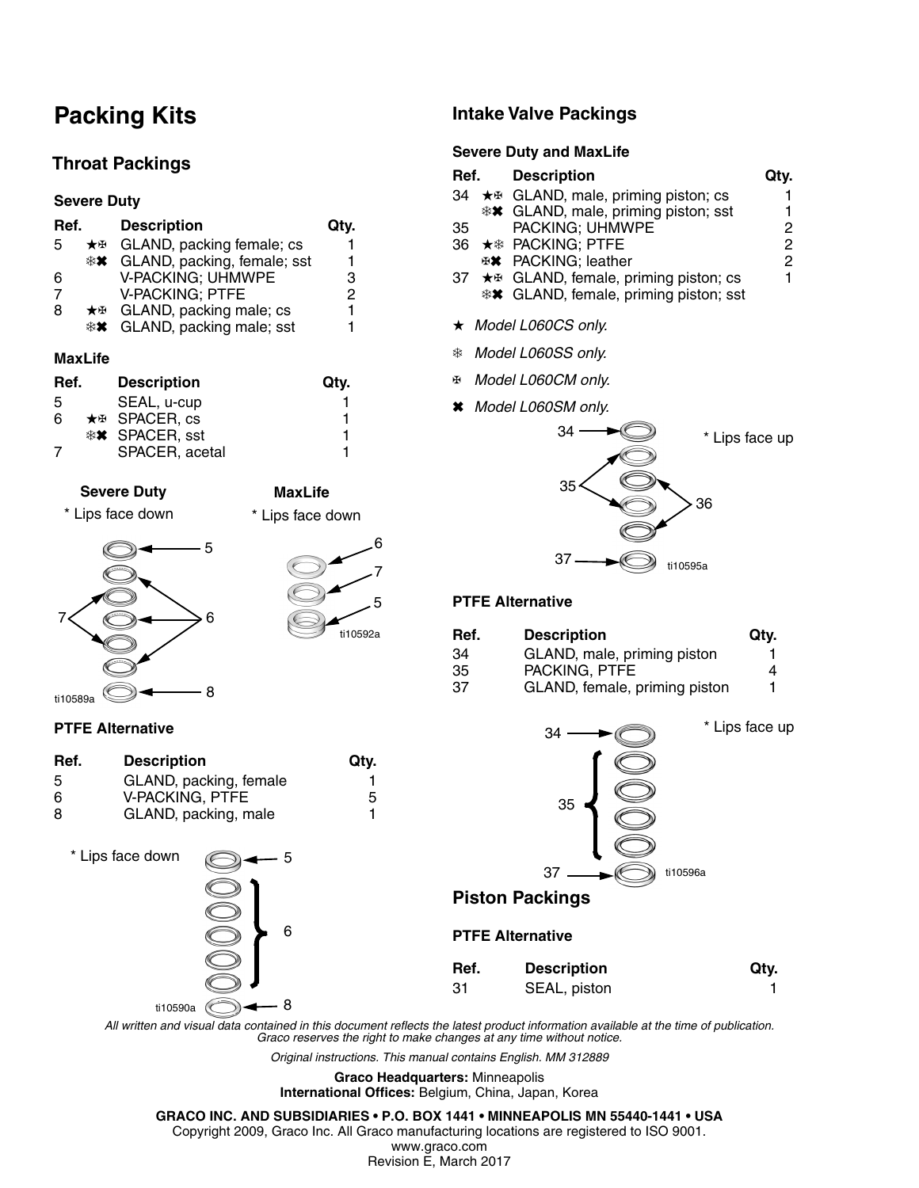# Packing Kits

## Throat Packings

### Severe Duty

| Ref. | | Description | Qty. |
|---|---|---|---|
| 5 | ★✠ | GLAND, packing female; cs | 1 |
| | ❄✖ | GLAND, packing, female; sst | 1 |
| 6 | | V-PACKING; UHMWPE | 3 |
| 7 | | V-PACKING; PTFE | 2 |
| 8 | ★✠ | GLAND, packing male; cs | 1 |
| | ❄✖ | GLAND, packing male; sst | 1 |

### MaxLife

| Ref. | | Description | Qty. |
|---|---|---|---|
| 5 | | SEAL, u-cup | 1 |
| 6 | ★✠ | SPACER, cs | 1 |
| | ❄✖ | SPACER, sst | 1 |
| 7 | | SPACER, acetal | 1 |

Severe Duty

* Lips face down

5

7

6

8

ti10589a

MaxLife

* Lips face down

6

7

5

ti10592a

### PTFE Alternative

| Ref. | Description | Qty. |
|---|---|---|
| 5 | GLAND, packing, female | 1 |
| 6 | V-PACKING, PTFE | 5 |
| 8 | GLAND, packing, male | 1 |

* Lips face down

5

6

8

ti10590a

## Intake Valve Packings

### Severe Duty and MaxLife

| Ref. | | Description | Qty. |
|---|---|---|---|
| 34 | ★✠ | GLAND, male, priming piston; cs | 1 |
| | ❄✖ | GLAND, male, priming piston; sst | 1 |
| 35 | | PACKING; UHMWPE | 2 |
| 36 | ★❄ | PACKING; PTFE | 2 |
| | ✠✖ | PACKING; leather | 2 |
| 37 | ★✠ | GLAND, female, priming piston; cs | 1 |
| | ❄✖ | GLAND, female, priming piston; sst | |

★ *Model L060CS only.*

❄ *Model L060SS only.*

✠ *Model L060CM only.*

✖ *Model L060SM only.*

34

* Lips face up

35

36

37

ti10595a

### PTFE Alternative

| Ref. | Description | Qty. |
|---|---|---|
| 34 | GLAND, male, priming piston | 1 |
| 35 | PACKING, PTFE | 4 |
| 37 | GLAND, female, priming piston | 1 |

34

* Lips face up

35

37

ti10596a

## Piston Packings

### PTFE Alternative

| Ref. | Description | Qty. |
|---|---|---|
| 31 | SEAL, piston | 1 |

*All written and visual data contained in this document reflects the latest product information available at the time of publication. Graco reserves the right to make changes at any time without notice.*

*Original instructions. This manual contains English. MM 312889*

**Graco Headquarters:** Minneapolis
**International Offices:** Belgium, China, Japan, Korea

**GRACO INC. AND SUBSIDIARIES • P.O. BOX 1441 • MINNEAPOLIS MN 55440-1441 • USA**
Copyright 2009, Graco Inc. All Graco manufacturing locations are registered to ISO 9001.
www.graco.com
Revision E, March 2017